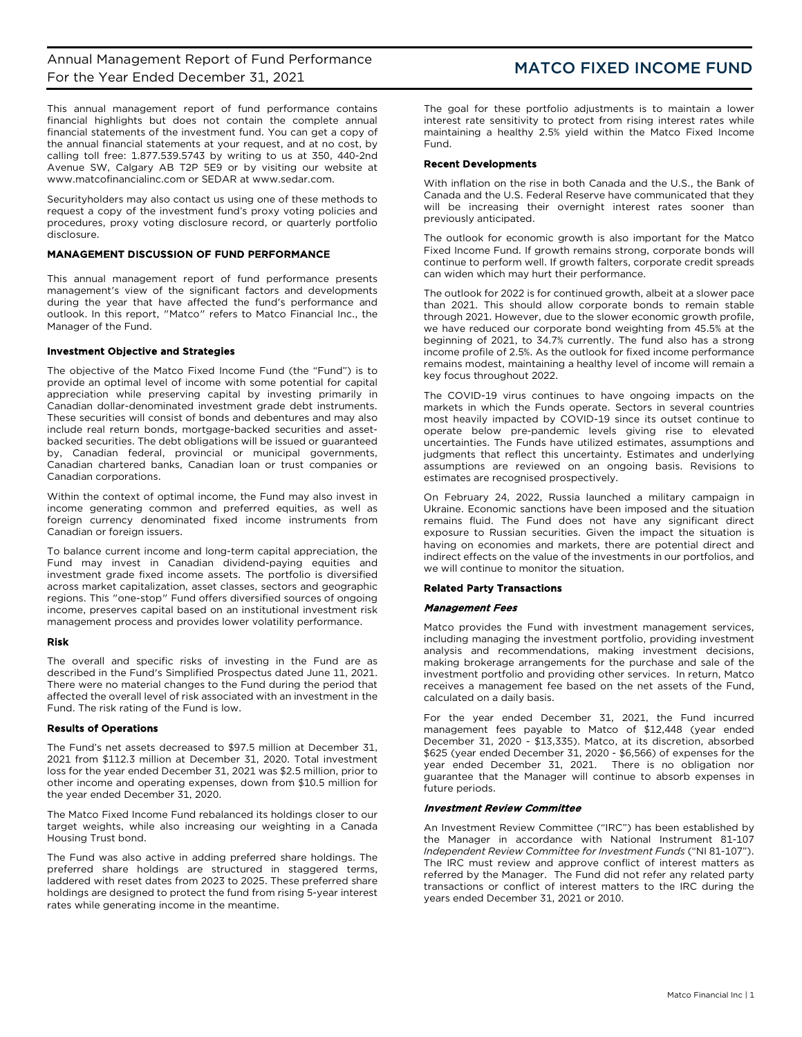# Annual Management Report of Fund Performance
For the Year Ended December 31, 2021

# MATCO FIXED INCOME FUND

This annual management report of fund performance contains financial highlights but does not contain the complete annual financial statements of the investment fund. You can get a copy of the annual financial statements at your request, and at no cost, by calling toll free: 1.877.539.5743 by writing to us at 350, 440-2nd Avenue SW, Calgary AB T2P 5E9 or by visiting our website at www.matcofinancialinc.com or SEDAR at www.sedar.com.

Securityholders may also contact us using one of these methods to request a copy of the investment fund's proxy voting policies and procedures, proxy voting disclosure record, or quarterly portfolio disclosure.

## MANAGEMENT DISCUSSION OF FUND PERFORMANCE

This annual management report of fund performance presents management's view of the significant factors and developments during the year that have affected the fund's performance and outlook. In this report, "Matco" refers to Matco Financial Inc., the Manager of the Fund.

### Investment Objective and Strategies

The objective of the Matco Fixed Income Fund (the "Fund") is to provide an optimal level of income with some potential for capital appreciation while preserving capital by investing primarily in Canadian dollar-denominated investment grade debt instruments. These securities will consist of bonds and debentures and may also include real return bonds, mortgage-backed securities and asset-backed securities. The debt obligations will be issued or guaranteed by, Canadian federal, provincial or municipal governments, Canadian chartered banks, Canadian loan or trust companies or Canadian corporations.

Within the context of optimal income, the Fund may also invest in income generating common and preferred equities, as well as foreign currency denominated fixed income instruments from Canadian or foreign issuers.

To balance current income and long-term capital appreciation, the Fund may invest in Canadian dividend-paying equities and investment grade fixed income assets. The portfolio is diversified across market capitalization, asset classes, sectors and geographic regions. This "one-stop" Fund offers diversified sources of ongoing income, preserves capital based on an institutional investment risk management process and provides lower volatility performance.

### Risk

The overall and specific risks of investing in the Fund are as described in the Fund's Simplified Prospectus dated June 11, 2021. There were no material changes to the Fund during the period that affected the overall level of risk associated with an investment in the Fund. The risk rating of the Fund is low.

### Results of Operations

The Fund's net assets decreased to $97.5 million at December 31, 2021 from $112.3 million at December 31, 2020. Total investment loss for the year ended December 31, 2021 was $2.5 million, prior to other income and operating expenses, down from $10.5 million for the year ended December 31, 2020.

The Matco Fixed Income Fund rebalanced its holdings closer to our target weights, while also increasing our weighting in a Canada Housing Trust bond.

The Fund was also active in adding preferred share holdings. The preferred share holdings are structured in staggered terms, laddered with reset dates from 2023 to 2025. These preferred share holdings are designed to protect the fund from rising 5-year interest rates while generating income in the meantime.

The goal for these portfolio adjustments is to maintain a lower interest rate sensitivity to protect from rising interest rates while maintaining a healthy 2.5% yield within the Matco Fixed Income Fund.

### Recent Developments

With inflation on the rise in both Canada and the U.S., the Bank of Canada and the U.S. Federal Reserve have communicated that they will be increasing their overnight interest rates sooner than previously anticipated.

The outlook for economic growth is also important for the Matco Fixed Income Fund. If growth remains strong, corporate bonds will continue to perform well. If growth falters, corporate credit spreads can widen which may hurt their performance.

The outlook for 2022 is for continued growth, albeit at a slower pace than 2021. This should allow corporate bonds to remain stable through 2021. However, due to the slower economic growth profile, we have reduced our corporate bond weighting from 45.5% at the beginning of 2021, to 34.7% currently. The fund also has a strong income profile of 2.5%. As the outlook for fixed income performance remains modest, maintaining a healthy level of income will remain a key focus throughout 2022.

The COVID-19 virus continues to have ongoing impacts on the markets in which the Funds operate. Sectors in several countries most heavily impacted by COVID-19 since its outset continue to operate below pre-pandemic levels giving rise to elevated uncertainties. The Funds have utilized estimates, assumptions and judgments that reflect this uncertainty. Estimates and underlying assumptions are reviewed on an ongoing basis. Revisions to estimates are recognised prospectively.

On February 24, 2022, Russia launched a military campaign in Ukraine. Economic sanctions have been imposed and the situation remains fluid. The Fund does not have any significant direct exposure to Russian securities. Given the impact the situation is having on economies and markets, there are potential direct and indirect effects on the value of the investments in our portfolios, and we will continue to monitor the situation.

### Related Party Transactions

#### *Management Fees*

Matco provides the Fund with investment management services, including managing the investment portfolio, providing investment analysis and recommendations, making investment decisions, making brokerage arrangements for the purchase and sale of the investment portfolio and providing other services. In return, Matco receives a management fee based on the net assets of the Fund, calculated on a daily basis.

For the year ended December 31, 2021, the Fund incurred management fees payable to Matco of $12,448 (year ended December 31, 2020 - $13,335). Matco, at its discretion, absorbed $625 (year ended December 31, 2020 - $6,566) of expenses for the year ended December 31, 2021. There is no obligation nor guarantee that the Manager will continue to absorb expenses in future periods.

#### *Investment Review Committee*

An Investment Review Committee ("IRC") has been established by the Manager in accordance with National Instrument 81-107 *Independent Review Committee for Investment Funds* ("NI 81-107"). The IRC must review and approve conflict of interest matters as referred by the Manager. The Fund did not refer any related party transactions or conflict of interest matters to the IRC during the years ended December 31, 2021 or 2010.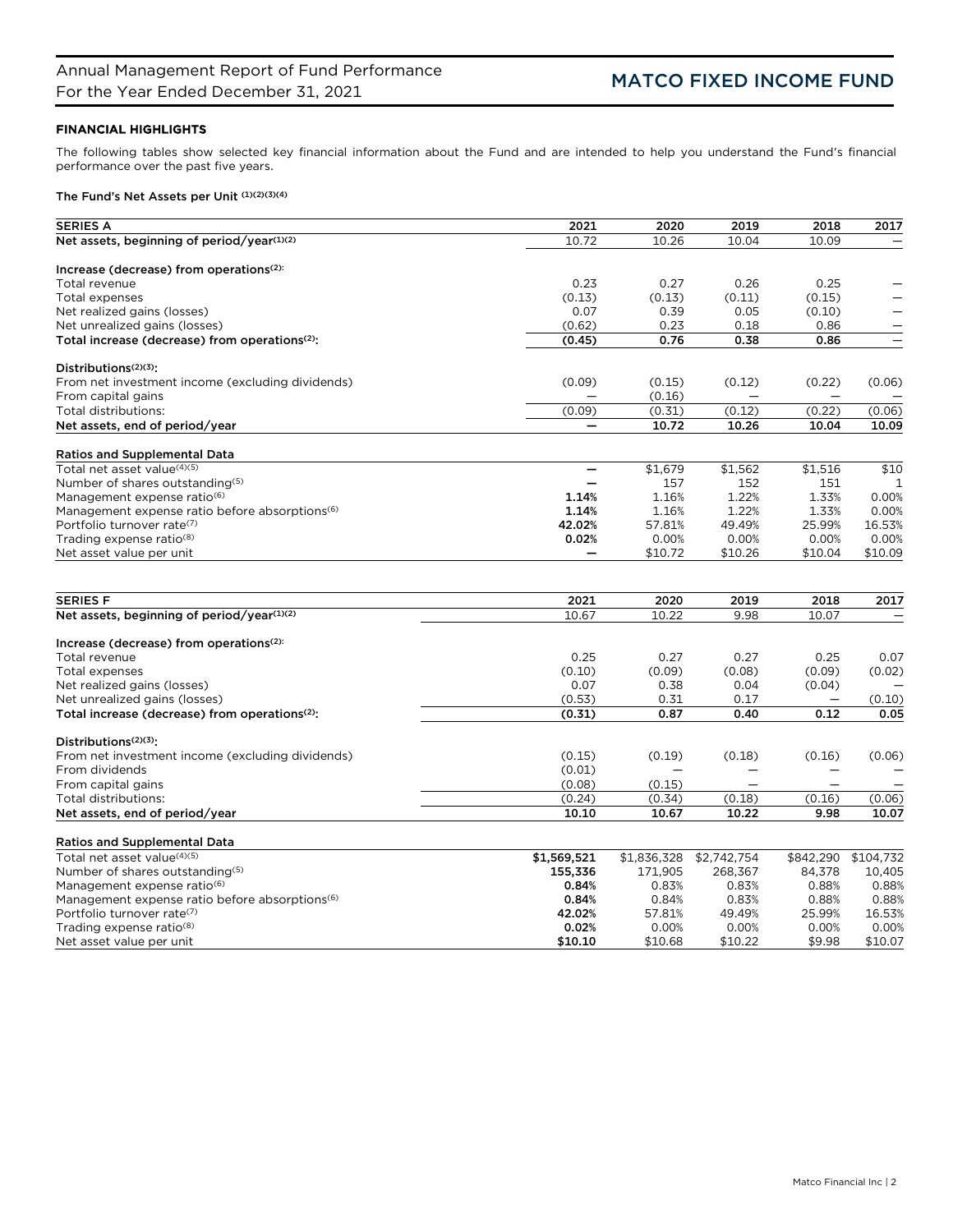## FINANCIAL HIGHLIGHTS

The following tables show selected key financial information about the Fund and are intended to help you understand the Fund's financial performance over the past five years.

### The Fund's Net Assets per Unit (1)(2)(3)(4)

| SERIES A | 2021 | 2020 | 2019 | 2018 | 2017 |
|---|---|---|---|---|---|
| **Net assets, beginning of period/year(1)(2)** | 10.72 | 10.26 | 10.04 | 10.09 | — |
| **Increase (decrease) from operations(2):** | | | | | |
| Total revenue | 0.23 | 0.27 | 0.26 | 0.25 | — |
| Total expenses | (0.13) | (0.13) | (0.11) | (0.15) | — |
| Net realized gains (losses) | 0.07 | 0.39 | 0.05 | (0.10) | — |
| Net unrealized gains (losses) | (0.62) | 0.23 | 0.18 | 0.86 | — |
| **Total increase (decrease) from operations(2):** | **(0.45)** | **0.76** | **0.38** | **0.86** | — |
| **Distributions(2)(3):** | | | | | |
| From net investment income (excluding dividends) | (0.09) | (0.15) | (0.12) | (0.22) | (0.06) |
| From capital gains | — | (0.16) | — | — | — |
| Total distributions: | (0.09) | (0.31) | (0.12) | (0.22) | (0.06) |
| **Net assets, end of period/year** | **—** | **10.72** | **10.26** | **10.04** | **10.09** |
| **Ratios and Supplemental Data** | | | | | |
| Total net asset value(4)(5) | — | $1,679 | $1,562 | $1,516 | $10 |
| Number of shares outstanding(5) | — | 157 | 152 | 151 | 1 |
| Management expense ratio(6) | **1.14%** | 1.16% | 1.22% | 1.33% | 0.00% |
| Management expense ratio before absorptions(6) | **1.14%** | 1.16% | 1.22% | 1.33% | 0.00% |
| Portfolio turnover rate(7) | **42.02%** | 57.81% | 49.49% | 25.99% | 16.53% |
| Trading expense ratio(8) | **0.02%** | 0.00% | 0.00% | 0.00% | 0.00% |
| Net asset value per unit | **—** | $10.72 | $10.26 | $10.04 | $10.09 |

| SERIES F | 2021 | 2020 | 2019 | 2018 | 2017 |
|---|---|---|---|---|---|
| **Net assets, beginning of period/year(1)(2)** | 10.67 | 10.22 | 9.98 | 10.07 | — |
| **Increase (decrease) from operations(2):** | | | | | |
| Total revenue | 0.25 | 0.27 | 0.27 | 0.25 | 0.07 |
| Total expenses | (0.10) | (0.09) | (0.08) | (0.09) | (0.02) |
| Net realized gains (losses) | 0.07 | 0.38 | 0.04 | (0.04) | — |
| Net unrealized gains (losses) | (0.53) | 0.31 | 0.17 | — | (0.10) |
| **Total increase (decrease) from operations(2):** | **(0.31)** | **0.87** | **0.40** | **0.12** | **0.05** |
| **Distributions(2)(3):** | | | | | |
| From net investment income (excluding dividends) | (0.15) | (0.19) | (0.18) | (0.16) | (0.06) |
| From dividends | (0.01) | — | — | — | — |
| From capital gains | (0.08) | (0.15) | — | — | — |
| Total distributions: | (0.24) | (0.34) | (0.18) | (0.16) | (0.06) |
| **Net assets, end of period/year** | **10.10** | **10.67** | **10.22** | **9.98** | **10.07** |
| **Ratios and Supplemental Data** | | | | | |
| Total net asset value(4)(5) | **$1,569,521** | $1,836,328 | $2,742,754 | $842,290 | $104,732 |
| Number of shares outstanding(5) | **155,336** | 171,905 | 268,367 | 84,378 | 10,405 |
| Management expense ratio(6) | **0.84%** | 0.83% | 0.83% | 0.88% | 0.88% |
| Management expense ratio before absorptions(6) | **0.84%** | 0.84% | 0.83% | 0.88% | 0.88% |
| Portfolio turnover rate(7) | **42.02%** | 57.81% | 49.49% | 25.99% | 16.53% |
| Trading expense ratio(8) | **0.02%** | 0.00% | 0.00% | 0.00% | 0.00% |
| Net asset value per unit | **$10.10** | $10.68 | $10.22 | $9.98 | $10.07 |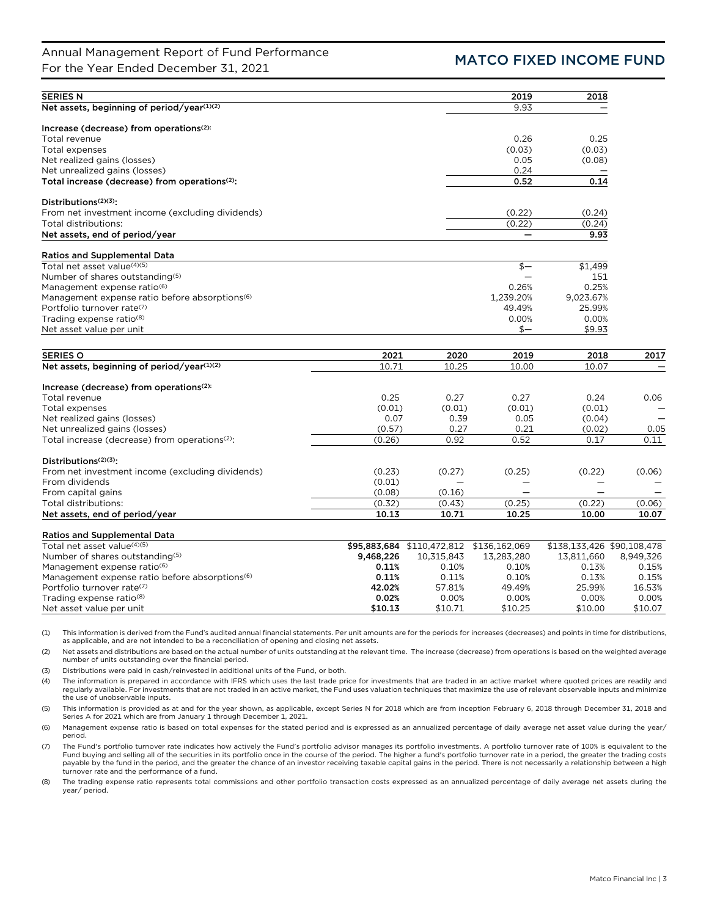| SERIES N | 2019 | 2018 |
|---|---|---|
| Net assets, beginning of period/year(1)(2) | 9.93 | — |
| **Increase (decrease) from operations(2):** | | |
| Total revenue | 0.26 | 0.25 |
| Total expenses | (0.03) | (0.03) |
| Net realized gains (losses) | 0.05 | (0.08) |
| Net unrealized gains (losses) | 0.24 | — |
| **Total increase (decrease) from operations(2):** | **0.52** | **0.14** |
| **Distributions(2)(3):** | | |
| From net investment income (excluding dividends) | (0.22) | (0.24) |
| Total distributions: | (0.22) | (0.24) |
| **Net assets, end of period/year** | **—** | **9.93** |
| **Ratios and Supplemental Data** | | |
| Total net asset value(4)(5) | $— | $1,499 |
| Number of shares outstanding(5) | — | 151 |
| Management expense ratio(6) | 0.26% | 0.25% |
| Management expense ratio before absorptions(6) | 1,239.20% | 9,023.67% |
| Portfolio turnover rate(7) | 49.49% | 25.99% |
| Trading expense ratio(8) | 0.00% | 0.00% |
| Net asset value per unit | $— | $9.93 |

| SERIES O | 2021 | 2020 | 2019 | 2018 | 2017 |
|---|---|---|---|---|---|
| Net assets, beginning of period/year(1)(2) | 10.71 | 10.25 | 10.00 | 10.07 | — |
| **Increase (decrease) from operations(2):** | | | | | |
| Total revenue | 0.25 | 0.27 | 0.27 | 0.24 | 0.06 |
| Total expenses | (0.01) | (0.01) | (0.01) | (0.01) | — |
| Net realized gains (losses) | 0.07 | 0.39 | 0.05 | (0.04) | — |
| Net unrealized gains (losses) | (0.57) | 0.27 | 0.21 | (0.02) | 0.05 |
| Total increase (decrease) from operations(2): | (0.26) | 0.92 | 0.52 | 0.17 | 0.11 |
| **Distributions(2)(3):** | | | | | |
| From net investment income (excluding dividends) | (0.23) | (0.27) | (0.25) | (0.22) | (0.06) |
| From dividends | (0.01) | — | — | — | — |
| From capital gains | (0.08) | (0.16) | — | — | — |
| Total distributions: | (0.32) | (0.43) | (0.25) | (0.22) | (0.06) |
| **Net assets, end of period/year** | **10.13** | **10.71** | **10.25** | **10.00** | **10.07** |
| **Ratios and Supplemental Data** | | | | | |
| Total net asset value(4)(5) | **$95,883,684** | $110,472,812 | $136,162,069 | $138,133,426 | $90,108,478 |
| Number of shares outstanding(5) | **9,468,226** | 10,315,843 | 13,283,280 | 13,811,660 | 8,949,326 |
| Management expense ratio(6) | **0.11%** | 0.10% | 0.10% | 0.13% | 0.15% |
| Management expense ratio before absorptions(6) | **0.11%** | 0.11% | 0.10% | 0.13% | 0.15% |
| Portfolio turnover rate(7) | **42.02%** | 57.81% | 49.49% | 25.99% | 16.53% |
| Trading expense ratio(8) | **0.02%** | 0.00% | 0.00% | 0.00% | 0.00% |
| Net asset value per unit | **$10.13** | $10.71 | $10.25 | $10.00 | $10.07 |

(1) This information is derived from the Fund's audited annual financial statements. Per unit amounts are for the periods for increases (decreases) and points in time for distributions, as applicable, and are not intended to be a reconciliation of opening and closing net assets.

(2) Net assets and distributions are based on the actual number of units outstanding at the relevant time. The increase (decrease) from operations is based on the weighted average number of units outstanding over the financial period.

(3) Distributions were paid in cash/reinvested in additional units of the Fund, or both.

(4) The information is prepared in accordance with IFRS which uses the last trade price for investments that are traded in an active market where quoted prices are readily and regularly available. For investments that are not traded in an active market, the Fund uses valuation techniques that maximize the use of relevant observable inputs and minimize the use of unobservable inputs.

(5) This information is provided as at and for the year shown, as applicable, except Series N for 2018 which are from inception February 6, 2018 through December 31, 2018 and Series A for 2021 which are from January 1 through December 1, 2021.

(6) Management expense ratio is based on total expenses for the stated period and is expressed as an annualized percentage of daily average net asset value during the year/ period.

(7) The Fund's portfolio turnover rate indicates how actively the Fund's portfolio advisor manages its portfolio investments. A portfolio turnover rate of 100% is equivalent to the Fund buying and selling all of the securities in its portfolio once in the course of the period. The higher a fund's portfolio turnover rate in a period, the greater the trading costs payable by the fund in the period, and the greater the chance of an investor receiving taxable capital gains in the period. There is not necessarily a relationship between a high turnover rate and the performance of a fund.

(8) The trading expense ratio represents total commissions and other portfolio transaction costs expressed as an annualized percentage of daily average net assets during the year/ period.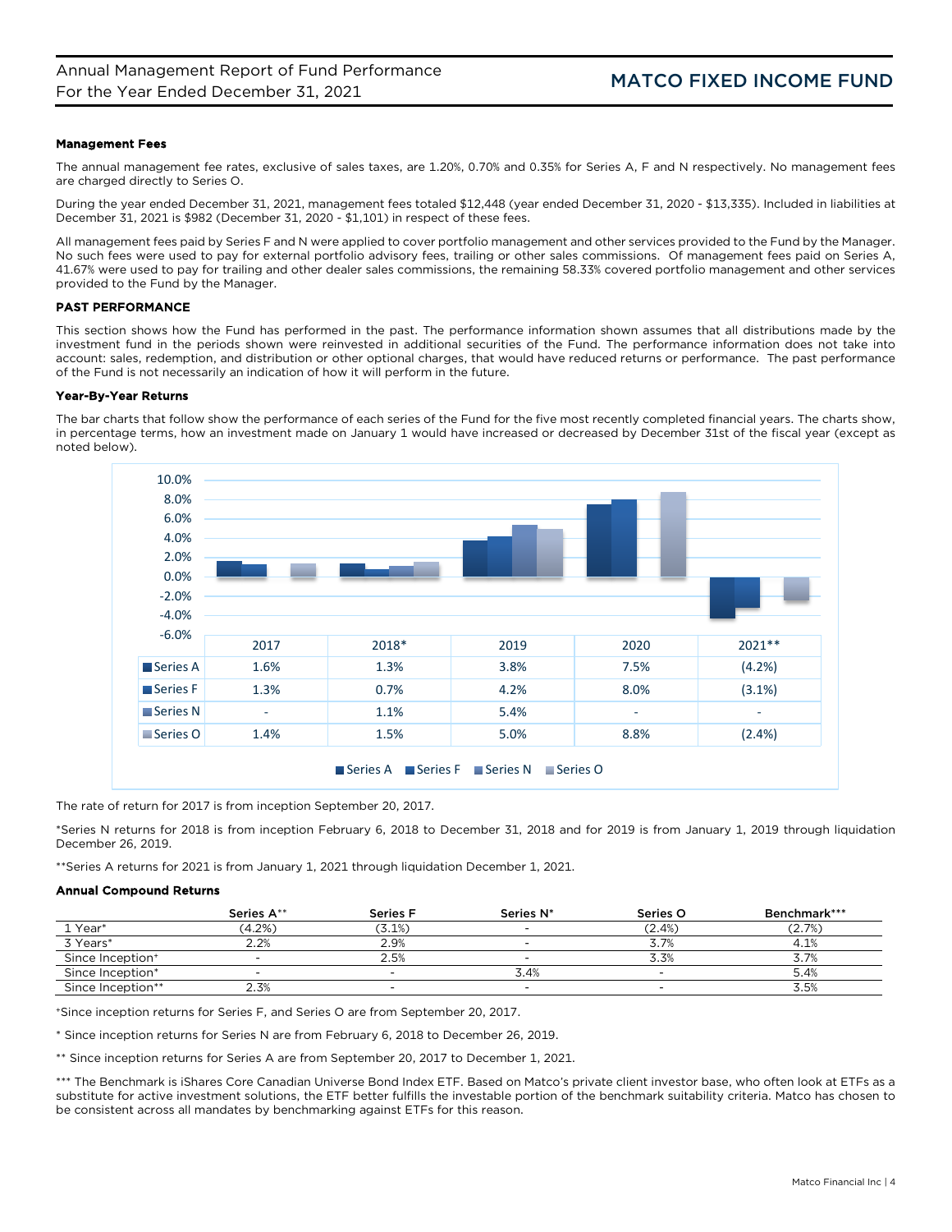### Management Fees

The annual management fee rates, exclusive of sales taxes, are 1.20%, 0.70% and 0.35% for Series A, F and N respectively. No management fees are charged directly to Series O.

During the year ended December 31, 2021, management fees totaled $12,448 (year ended December 31, 2020 - $13,335). Included in liabilities at December 31, 2021 is $982 (December 31, 2020 - $1,101) in respect of these fees.

All management fees paid by Series F and N were applied to cover portfolio management and other services provided to the Fund by the Manager. No such fees were used to pay for external portfolio advisory fees, trailing or other sales commissions. Of management fees paid on Series A, 41.67% were used to pay for trailing and other dealer sales commissions, the remaining 58.33% covered portfolio management and other services provided to the Fund by the Manager.

## PAST PERFORMANCE

This section shows how the Fund has performed in the past. The performance information shown assumes that all distributions made by the investment fund in the periods shown were reinvested in additional securities of the Fund. The performance information does not take into account: sales, redemption, and distribution or other optional charges, that would have reduced returns or performance. The past performance of the Fund is not necessarily an indication of how it will perform in the future.

### Year-By-Year Returns

The bar charts that follow show the performance of each series of the Fund for the five most recently completed financial years. The charts show, in percentage terms, how an investment made on January 1 would have increased or decreased by December 31st of the fiscal year (except as noted below).

| | 2017 | 2018* | 2019 | 2020 | 2021** |
|---|---|---|---|---|---|
| Series A | 1.6% | 1.3% | 3.8% | 7.5% | (4.2%) |
| Series F | 1.3% | 0.7% | 4.2% | 8.0% | (3.1%) |
| Series N | - | 1.1% | 5.4% | - | - |
| Series O | 1.4% | 1.5% | 5.0% | 8.8% | (2.4%) |

The rate of return for 2017 is from inception September 20, 2017.

*Series N returns for 2018 is from inception February 6, 2018 to December 31, 2018 and for 2019 is from January 1, 2019 through liquidation December 26, 2019.

**Series A returns for 2021 is from January 1, 2021 through liquidation December 1, 2021.

### Annual Compound Returns

| | Series A** | Series F | Series N* | Series O | Benchmark*** |
|---|---|---|---|---|---|
| 1 Year* | (4.2%) | (3.1%) | - | (2.4%) | (2.7%) |
| 3 Years* | 2.2% | 2.9% | - | 3.7% | 4.1% |
| Since Inception⁺ | - | 2.5% | - | 3.3% | 3.7% |
| Since Inception* | - | - | 3.4% | - | 5.4% |
| Since Inception** | 2.3% | - | - | - | 3.5% |

⁺Since inception returns for Series F, and Series O are from September 20, 2017.

* Since inception returns for Series N are from February 6, 2018 to December 26, 2019.

** Since inception returns for Series A are from September 20, 2017 to December 1, 2021.

*** The Benchmark is iShares Core Canadian Universe Bond Index ETF. Based on Matco's private client investor base, who often look at ETFs as a substitute for active investment solutions, the ETF better fulfills the investable portion of the benchmark suitability criteria. Matco has chosen to be consistent across all mandates by benchmarking against ETFs for this reason.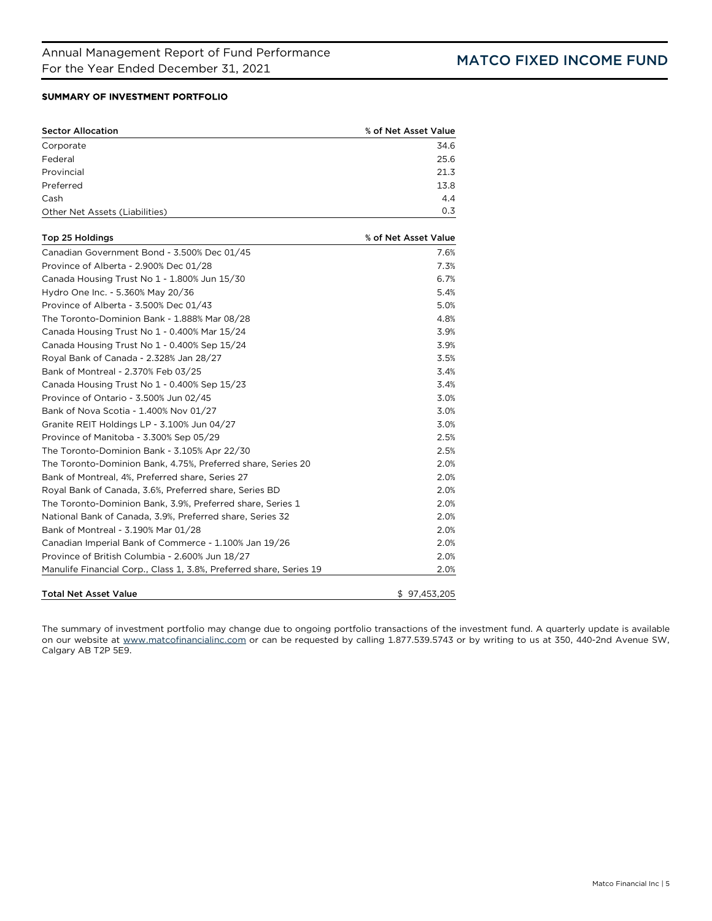### SUMMARY OF INVESTMENT PORTFOLIO

| Sector Allocation | % of Net Asset Value |
|---|---|
| Corporate | 34.6 |
| Federal | 25.6 |
| Provincial | 21.3 |
| Preferred | 13.8 |
| Cash | 4.4 |
| Other Net Assets (Liabilities) | 0.3 |

| Top 25 Holdings | % of Net Asset Value |
|---|---|
| Canadian Government Bond - 3.500% Dec 01/45 | 7.6% |
| Province of Alberta - 2.900% Dec 01/28 | 7.3% |
| Canada Housing Trust No 1 - 1.800% Jun 15/30 | 6.7% |
| Hydro One Inc. - 5.360% May 20/36 | 5.4% |
| Province of Alberta - 3.500% Dec 01/43 | 5.0% |
| The Toronto-Dominion Bank - 1.888% Mar 08/28 | 4.8% |
| Canada Housing Trust No 1 - 0.400% Mar 15/24 | 3.9% |
| Canada Housing Trust No 1 - 0.400% Sep 15/24 | 3.9% |
| Royal Bank of Canada - 2.328% Jan 28/27 | 3.5% |
| Bank of Montreal - 2.370% Feb 03/25 | 3.4% |
| Canada Housing Trust No 1 - 0.400% Sep 15/23 | 3.4% |
| Province of Ontario - 3.500% Jun 02/45 | 3.0% |
| Bank of Nova Scotia - 1.400% Nov 01/27 | 3.0% |
| Granite REIT Holdings LP - 3.100% Jun 04/27 | 3.0% |
| Province of Manitoba - 3.300% Sep 05/29 | 2.5% |
| The Toronto-Dominion Bank - 3.105% Apr 22/30 | 2.5% |
| The Toronto-Dominion Bank, 4.75%, Preferred share, Series 20 | 2.0% |
| Bank of Montreal, 4%, Preferred share, Series 27 | 2.0% |
| Royal Bank of Canada, 3.6%, Preferred share, Series BD | 2.0% |
| The Toronto-Dominion Bank, 3.9%, Preferred share, Series 1 | 2.0% |
| National Bank of Canada, 3.9%, Preferred share, Series 32 | 2.0% |
| Bank of Montreal - 3.190% Mar 01/28 | 2.0% |
| Canadian Imperial Bank of Commerce - 1.100% Jan 19/26 | 2.0% |
| Province of British Columbia - 2.600% Jun 18/27 | 2.0% |
| Manulife Financial Corp., Class 1, 3.8%, Preferred share, Series 19 | 2.0% |
| **Total Net Asset Value** | $ 97,453,205 |

The summary of investment portfolio may change due to ongoing portfolio transactions of the investment fund. A quarterly update is available on our website at www.matcofinancialinc.com or can be requested by calling 1.877.539.5743 or by writing to us at 350, 440-2nd Avenue SW, Calgary AB T2P 5E9.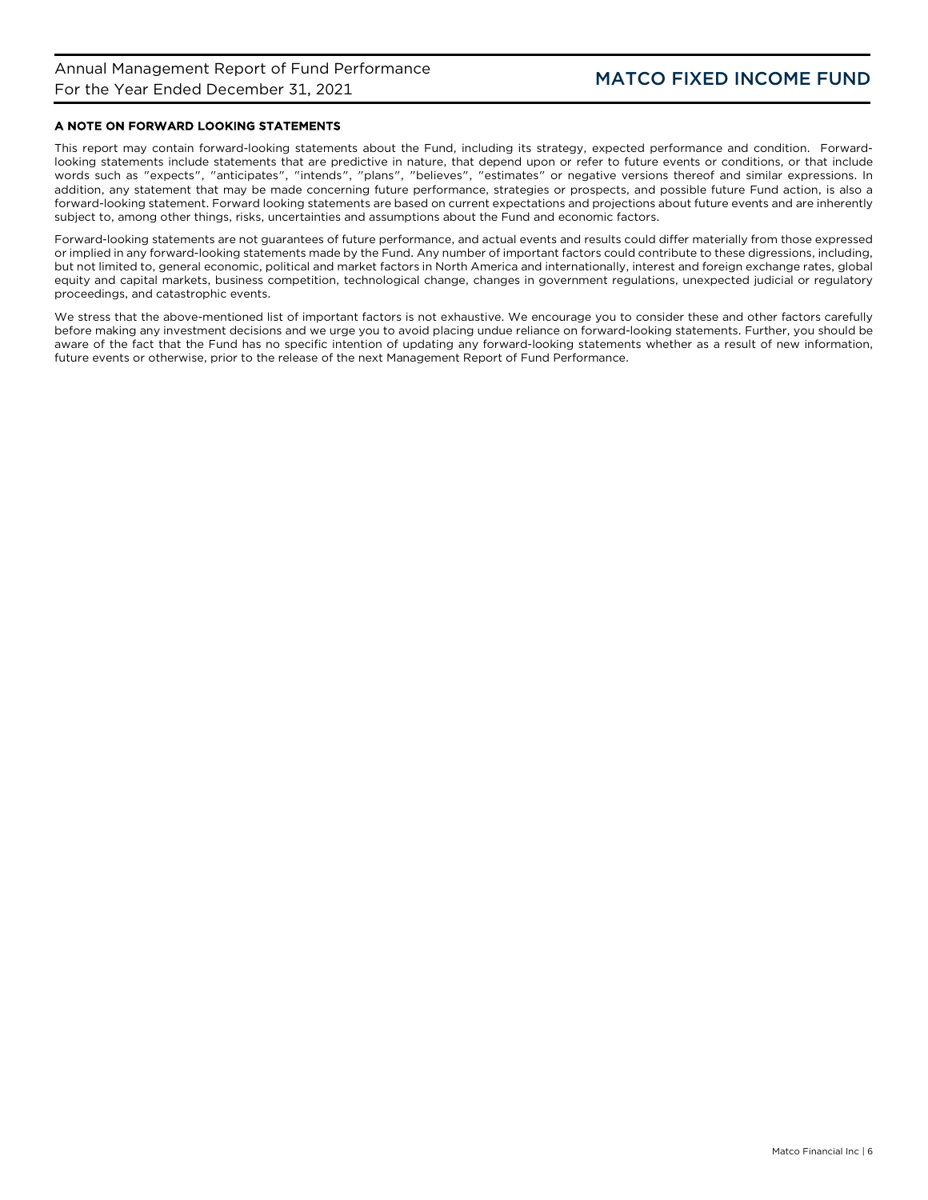### A NOTE ON FORWARD LOOKING STATEMENTS

This report may contain forward-looking statements about the Fund, including its strategy, expected performance and condition. Forward-looking statements include statements that are predictive in nature, that depend upon or refer to future events or conditions, or that include words such as "expects", "anticipates", "intends", "plans", "believes", "estimates" or negative versions thereof and similar expressions. In addition, any statement that may be made concerning future performance, strategies or prospects, and possible future Fund action, is also a forward-looking statement. Forward looking statements are based on current expectations and projections about future events and are inherently subject to, among other things, risks, uncertainties and assumptions about the Fund and economic factors.

Forward-looking statements are not guarantees of future performance, and actual events and results could differ materially from those expressed or implied in any forward-looking statements made by the Fund. Any number of important factors could contribute to these digressions, including, but not limited to, general economic, political and market factors in North America and internationally, interest and foreign exchange rates, global equity and capital markets, business competition, technological change, changes in government regulations, unexpected judicial or regulatory proceedings, and catastrophic events.

We stress that the above-mentioned list of important factors is not exhaustive. We encourage you to consider these and other factors carefully before making any investment decisions and we urge you to avoid placing undue reliance on forward-looking statements. Further, you should be aware of the fact that the Fund has no specific intention of updating any forward-looking statements whether as a result of new information, future events or otherwise, prior to the release of the next Management Report of Fund Performance.